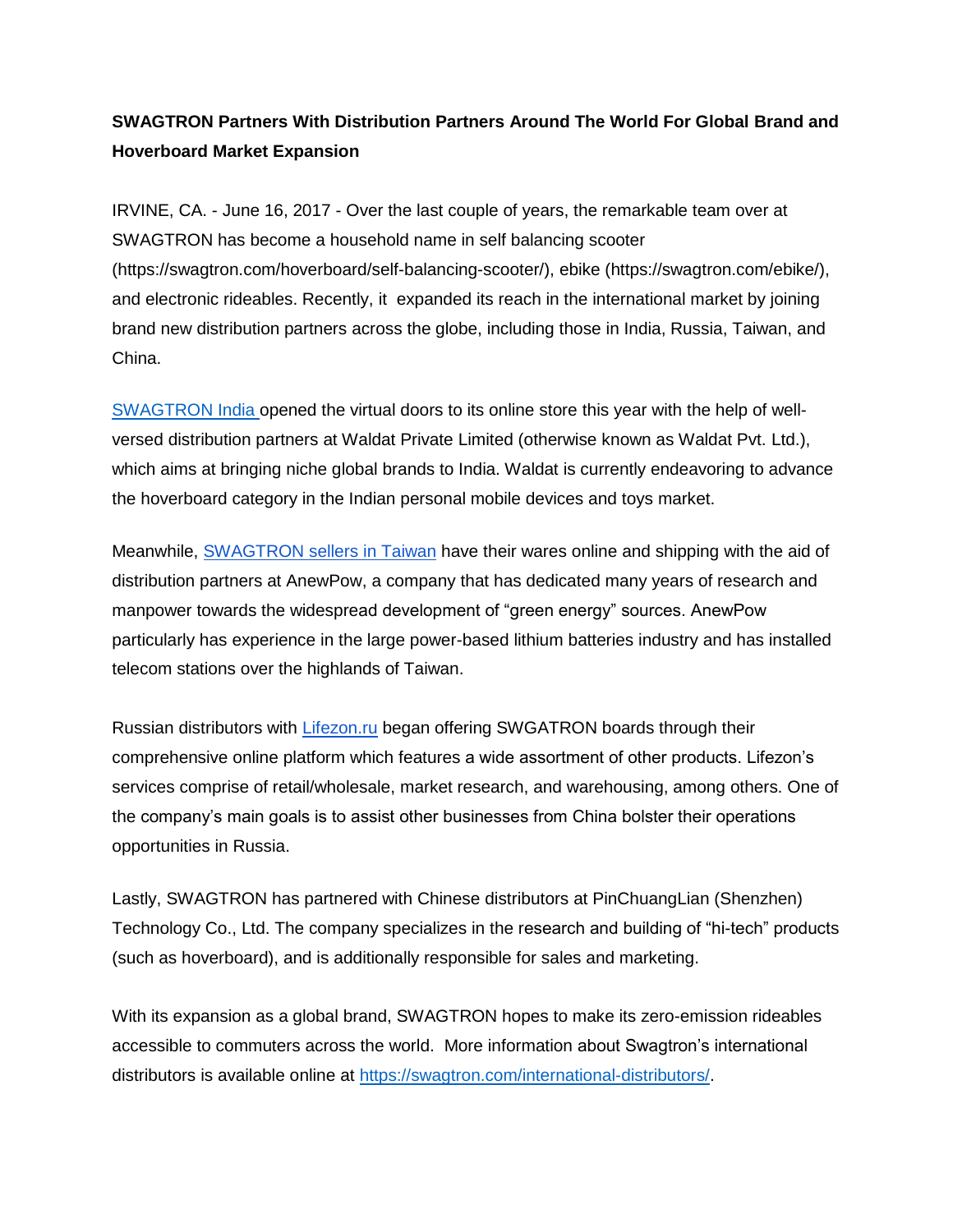**SWAGTRON Partners With Distribution Partners Around The World For Global Brand and Hoverboard Market Expansion**

IRVINE, CA. - June 16, 2017 - Over the last couple of years, the remarkable team over at SWAGTRON has become a household name in self balancing scooter (https://swagtron.com/hoverboard/self-balancing-scooter/), ebike (https://swagtron.com/ebike/), and electronic rideables. Recently, it expanded its reach in the international market by joining brand new distribution partners across the globe, including those in India, Russia, Taiwan, and China.

SWAGTRON India opened the virtual doors to its online store this year with the help of well-versed distribution partners at Waldat Private Limited (otherwise known as Waldat Pvt. Ltd.), which aims at bringing niche global brands to India. Waldat is currently endeavoring to advance the hoverboard category in the Indian personal mobile devices and toys market.

Meanwhile, SWAGTRON sellers in Taiwan have their wares online and shipping with the aid of distribution partners at AnewPow, a company that has dedicated many years of research and manpower towards the widespread development of "green energy" sources. AnewPow particularly has experience in the large power-based lithium batteries industry and has installed telecom stations over the highlands of Taiwan.

Russian distributors with Lifezon.ru began offering SWGATRON boards through their comprehensive online platform which features a wide assortment of other products. Lifezon's services comprise of retail/wholesale, market research, and warehousing, among others. One of the company's main goals is to assist other businesses from China bolster their operations opportunities in Russia.

Lastly, SWAGTRON has partnered with Chinese distributors at PinChuangLian (Shenzhen) Technology Co., Ltd. The company specializes in the research and building of "hi-tech" products (such as hoverboard), and is additionally responsible for sales and marketing.

With its expansion as a global brand, SWAGTRON hopes to make its zero-emission rideables accessible to commuters across the world. More information about Swagtron's international distributors is available online at https://swagtron.com/international-distributors/.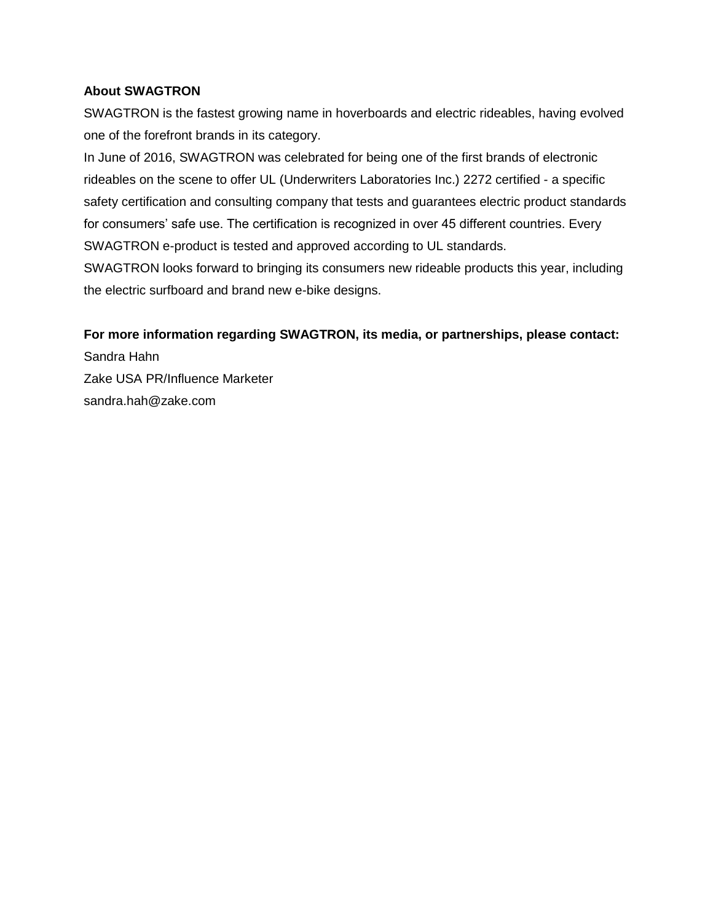**About SWAGTRON**

SWAGTRON is the fastest growing name in hoverboards and electric rideables, having evolved one of the forefront brands in its category.

In June of 2016, SWAGTRON was celebrated for being one of the first brands of electronic rideables on the scene to offer UL (Underwriters Laboratories Inc.) 2272 certified - a specific safety certification and consulting company that tests and guarantees electric product standards for consumers' safe use. The certification is recognized in over 45 different countries. Every SWAGTRON e-product is tested and approved according to UL standards.

SWAGTRON looks forward to bringing its consumers new rideable products this year, including the electric surfboard and brand new e-bike designs.

**For more information regarding SWAGTRON, its media, or partnerships, please contact:**

Sandra Hahn
Zake USA PR/Influence Marketer
sandra.hah@zake.com